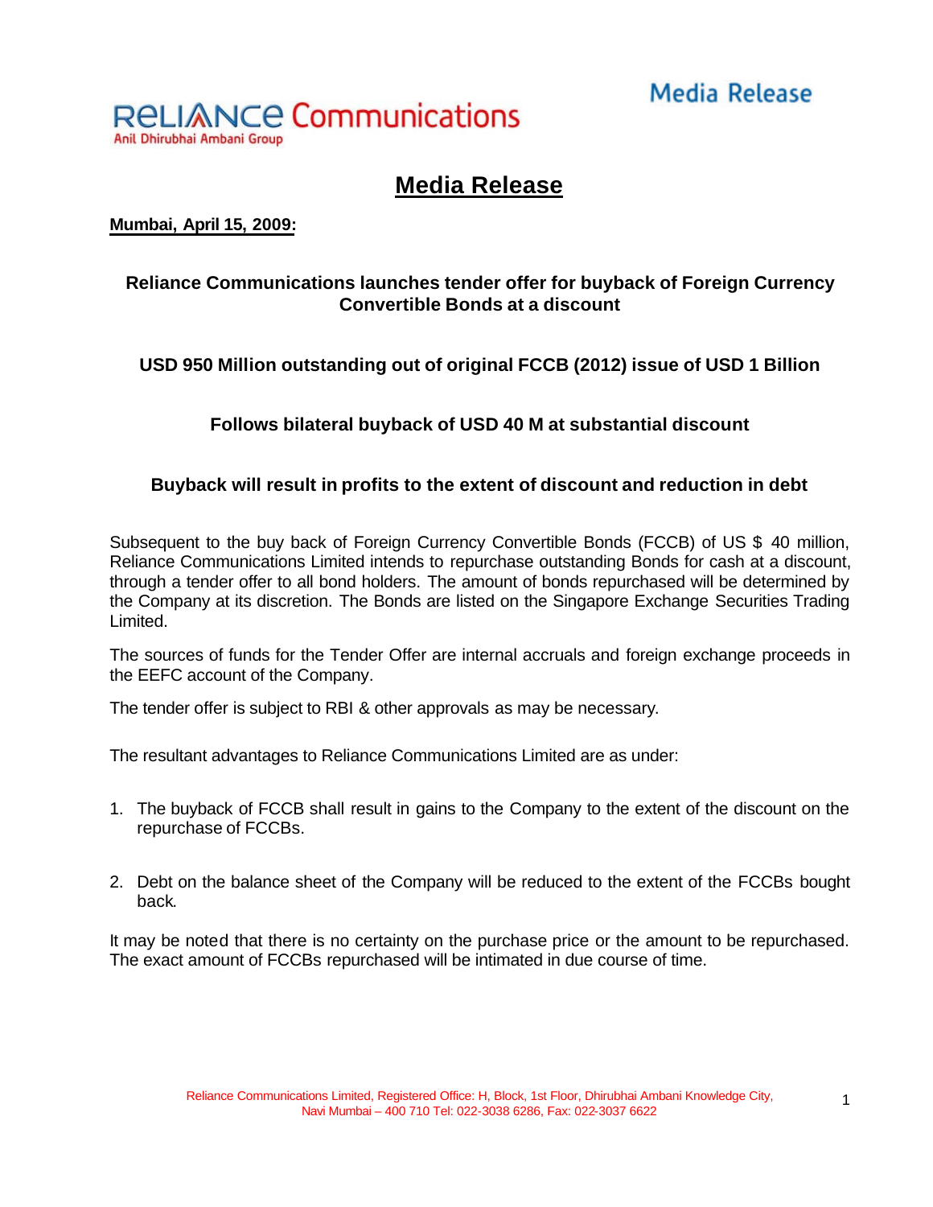Reliance Communications
Anil Dhirubhai Ambani Group

Media Release

# Media Release

**Mumbai, April 15, 2009:**

### Reliance Communications launches tender offer for buyback of Foreign Currency Convertible Bonds at a discount

### USD 950 Million outstanding out of original FCCB (2012) issue of USD 1 Billion

### Follows bilateral buyback of USD 40 M at substantial discount

### Buyback will result in profits to the extent of discount and reduction in debt

Subsequent to the buy back of Foreign Currency Convertible Bonds (FCCB) of US $ 40 million, Reliance Communications Limited intends to repurchase outstanding Bonds for cash at a discount, through a tender offer to all bond holders. The amount of bonds repurchased will be determined by the Company at its discretion. The Bonds are listed on the Singapore Exchange Securities Trading Limited.

The sources of funds for the Tender Offer are internal accruals and foreign exchange proceeds in the EEFC account of the Company.

The tender offer is subject to RBI & other approvals as may be necessary.

The resultant advantages to Reliance Communications Limited are as under:

1. The buyback of FCCB shall result in gains to the Company to the extent of the discount on the repurchase of FCCBs.

2. Debt on the balance sheet of the Company will be reduced to the extent of the FCCBs bought back.

It may be noted that there is no certainty on the purchase price or the amount to be repurchased. The exact amount of FCCBs repurchased will be intimated in due course of time.

Reliance Communications Limited, Registered Office: H, Block, 1st Floor, Dhirubhai Ambani Knowledge City, Navi Mumbai – 400 710 Tel: 022-3038 6286, Fax: 022-3037 6622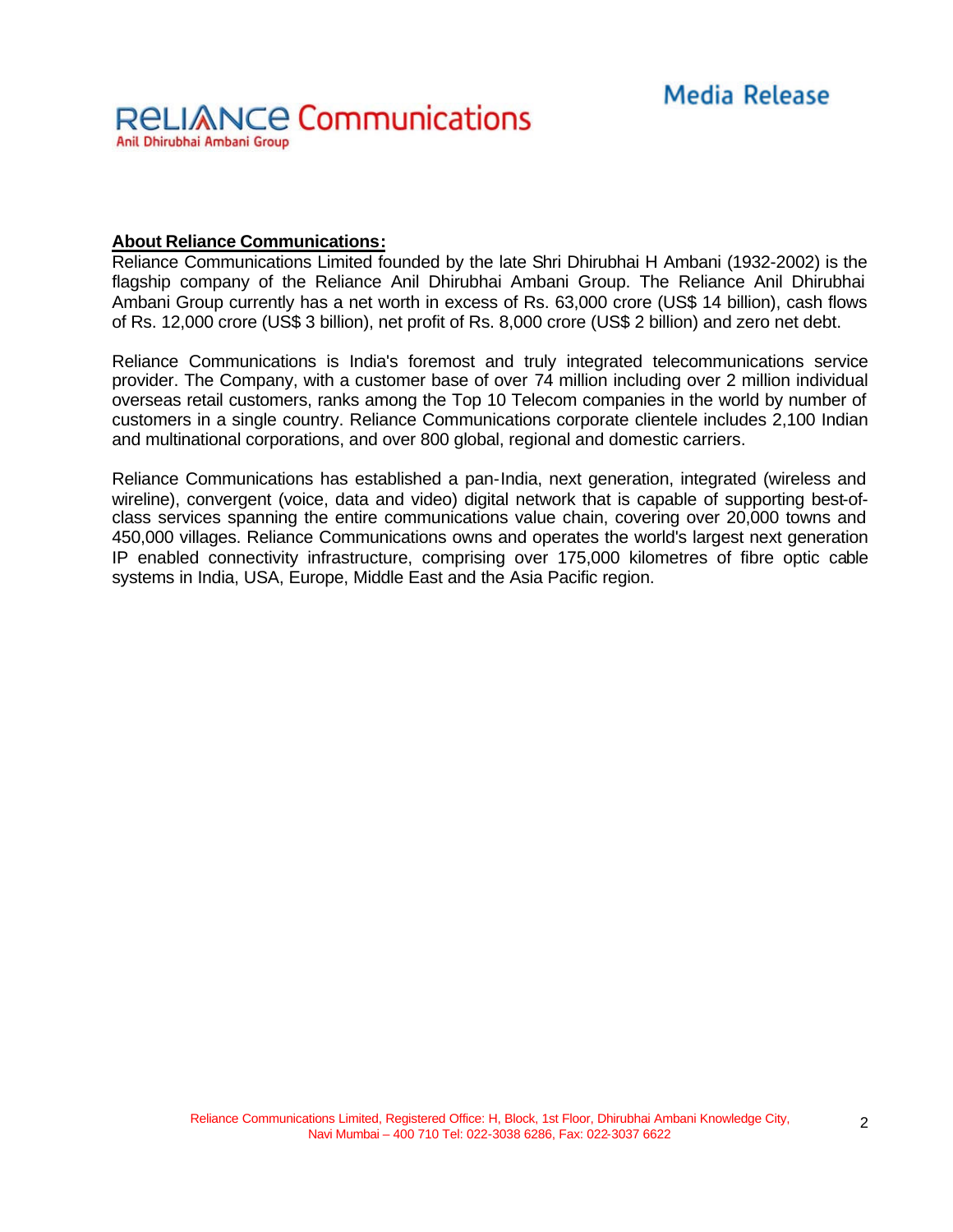**About Reliance Communications:**

Reliance Communications Limited founded by the late Shri Dhirubhai H Ambani (1932-2002) is the flagship company of the Reliance Anil Dhirubhai Ambani Group. The Reliance Anil Dhirubhai Ambani Group currently has a net worth in excess of Rs. 63,000 crore (US$ 14 billion), cash flows of Rs. 12,000 crore (US$ 3 billion), net profit of Rs. 8,000 crore (US$ 2 billion) and zero net debt.

Reliance Communications is India's foremost and truly integrated telecommunications service provider. The Company, with a customer base of over 74 million including over 2 million individual overseas retail customers, ranks among the Top 10 Telecom companies in the world by number of customers in a single country. Reliance Communications corporate clientele includes 2,100 Indian and multinational corporations, and over 800 global, regional and domestic carriers.

Reliance Communications has established a pan-India, next generation, integrated (wireless and wireline), convergent (voice, data and video) digital network that is capable of supporting best-of-class services spanning the entire communications value chain, covering over 20,000 towns and 450,000 villages. Reliance Communications owns and operates the world's largest next generation IP enabled connectivity infrastructure, comprising over 175,000 kilometres of fibre optic cable systems in India, USA, Europe, Middle East and the Asia Pacific region.